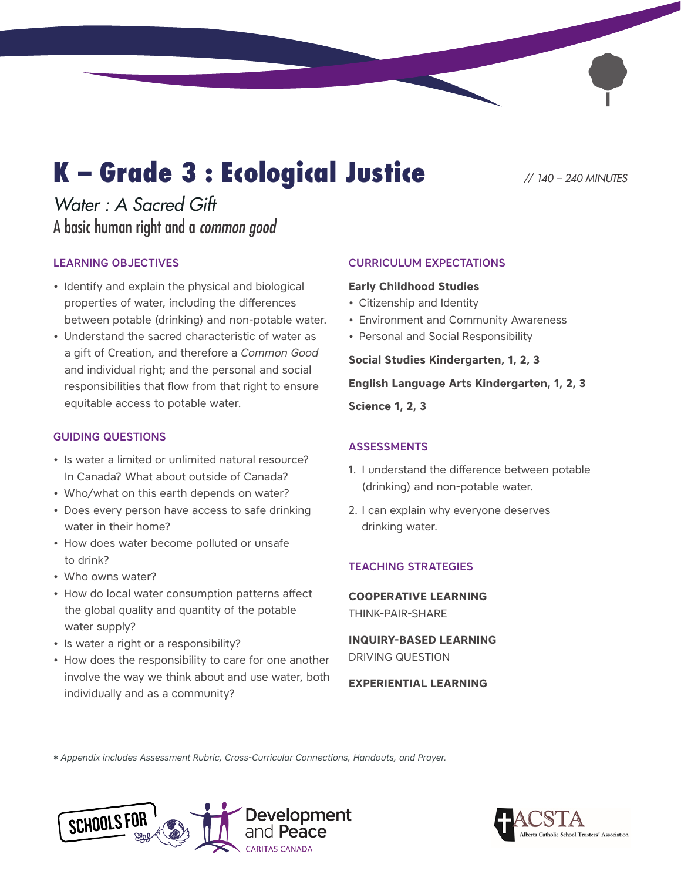# K – Grade 3 : Ecological Justice

*// 140 – 240 MINUTES*

*Water : A Sacred Gift*

A basic human right and a *common good*

## LEARNING OBJECTIVES

- Identify and explain the physical and biological properties of water, including the differences between potable (drinking) and non-potable water.
- Understand the sacred characteristic of water as a gift of Creation, and therefore a *Common Good* and individual right; and the personal and social responsibilities that flow from that right to ensure equitable access to potable water.

## GUIDING QUESTIONS

- Is water a limited or unlimited natural resource? In Canada? What about outside of Canada?
- Who/what on this earth depends on water?
- Does every person have access to safe drinking water in their home?
- How does water become polluted or unsafe to drink?
- Who owns water?
- How do local water consumption patterns affect the global quality and quantity of the potable water supply?
- Is water a right or a responsibility?
- How does the responsibility to care for one another involve the way we think about and use water, both individually and as a community?

## CURRICULUM EXPECTATIONS

**Early Childhood Studies**

- Citizenship and Identity
- Environment and Community Awareness
- Personal and Social Responsibility

**Social Studies Kindergarten, 1, 2, 3**

**English Language Arts Kindergarten, 1, 2, 3**

**Science 1, 2, 3**

## ASSESSMENTS

1. I understand the difference between potable (drinking) and non-potable water.
2. I can explain why everyone deserves drinking water.

## TEACHING STRATEGIES

**COOPERATIVE LEARNING**

THINK-PAIR-SHARE

**INQUIRY-BASED LEARNING**

DRIVING QUESTION

**EXPERIENTIAL LEARNING**

* *Appendix includes Assessment Rubric, Cross-Curricular Connections, Handouts, and Prayer.*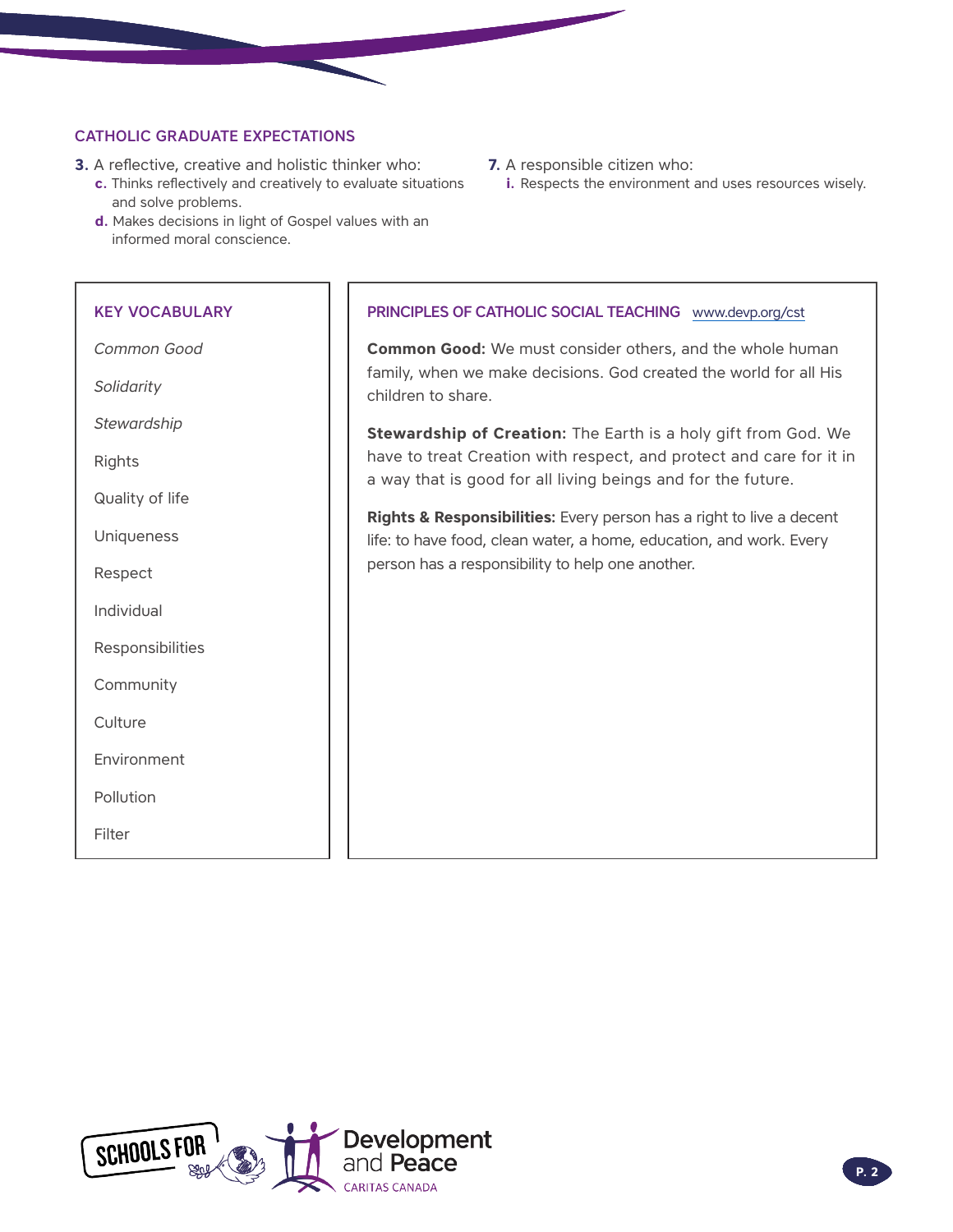## CATHOLIC GRADUATE EXPECTATIONS

**3.** A reflective, creative and holistic thinker who:

- **c.** Thinks reflectively and creatively to evaluate situations and solve problems.
- **d.** Makes decisions in light of Gospel values with an informed moral conscience.

**7.** A responsible citizen who:

- **i.** Respects the environment and uses resources wisely.

## KEY VOCABULARY

*Common Good*

*Solidarity*

*Stewardship*

Rights

Quality of life

Uniqueness

Respect

Individual

Responsibilities

Community

Culture

Environment

Pollution

Filter

## PRINCIPLES OF CATHOLIC SOCIAL TEACHING www.devp.org/cst

**Common Good:** We must consider others, and the whole human family, when we make decisions. God created the world for all His children to share.

**Stewardship of Creation:** The Earth is a holy gift from God. We have to treat Creation with respect, and protect and care for it in a way that is good for all living beings and for the future.

**Rights & Responsibilities:** Every person has a right to live a decent life: to have food, clean water, a home, education, and work. Every person has a responsibility to help one another.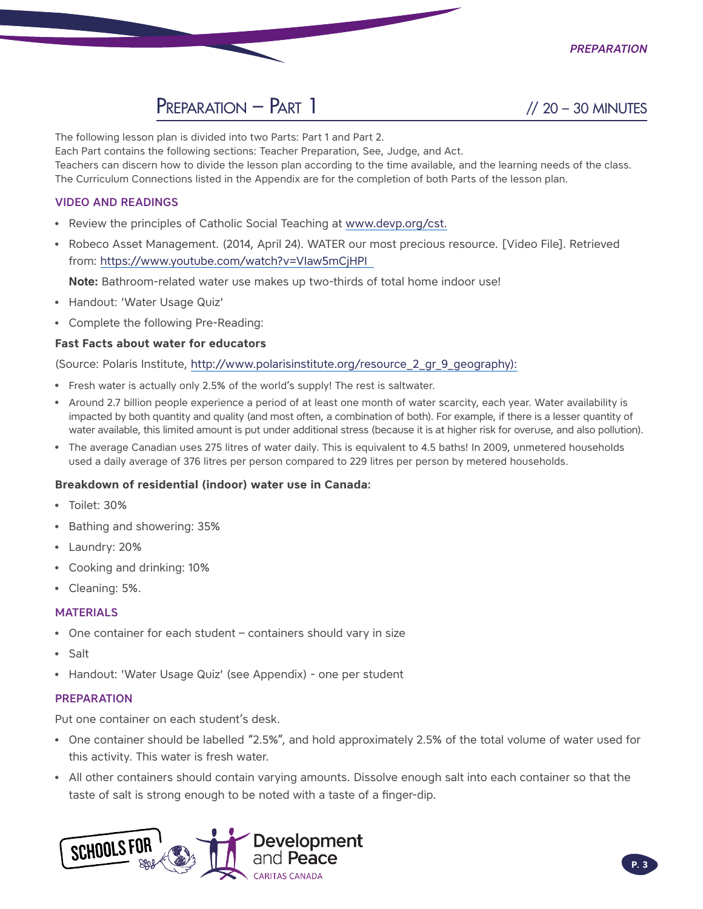## Preparation – Part 1 // 20 – 30 MINUTES

The following lesson plan is divided into two Parts: Part 1 and Part 2.
Each Part contains the following sections: Teacher Preparation, See, Judge, and Act.
Teachers can discern how to divide the lesson plan according to the time available, and the learning needs of the class.
The Curriculum Connections listed in the Appendix are for the completion of both Parts of the lesson plan.

### VIDEO AND READINGS

- Review the principles of Catholic Social Teaching at www.devp.org/cst.
- Robeco Asset Management. (2014, April 24). WATER our most precious resource. [Video File]. Retrieved from: https://www.youtube.com/watch?v=VIaw5mCjHPI

  **Note:** Bathroom-related water use makes up two-thirds of total home indoor use!

- Handout: 'Water Usage Quiz'
- Complete the following Pre-Reading:

**Fast Facts about water for educators**

(Source: Polaris Institute, http://www.polarisinstitute.org/resource_2_gr_9_geography):

- Fresh water is actually only 2.5% of the world's supply! The rest is saltwater.
- Around 2.7 billion people experience a period of at least one month of water scarcity, each year. Water availability is impacted by both quantity and quality (and most often, a combination of both). For example, if there is a lesser quantity of water available, this limited amount is put under additional stress (because it is at higher risk for overuse, and also pollution).
- The average Canadian uses 275 litres of water daily. This is equivalent to 4.5 baths! In 2009, unmetered households used a daily average of 376 litres per person compared to 229 litres per person by metered households.

**Breakdown of residential (indoor) water use in Canada:**

- Toilet: 30%
- Bathing and showering: 35%
- Laundry: 20%
- Cooking and drinking: 10%
- Cleaning: 5%.

### MATERIALS

- One container for each student – containers should vary in size
- Salt
- Handout: 'Water Usage Quiz' (see Appendix) - one per student

### PREPARATION

Put one container on each student's desk.

- One container should be labelled "2.5%", and hold approximately 2.5% of the total volume of water used for this activity. This water is fresh water.
- All other containers should contain varying amounts. Dissolve enough salt into each container so that the taste of salt is strong enough to be noted with a taste of a finger-dip.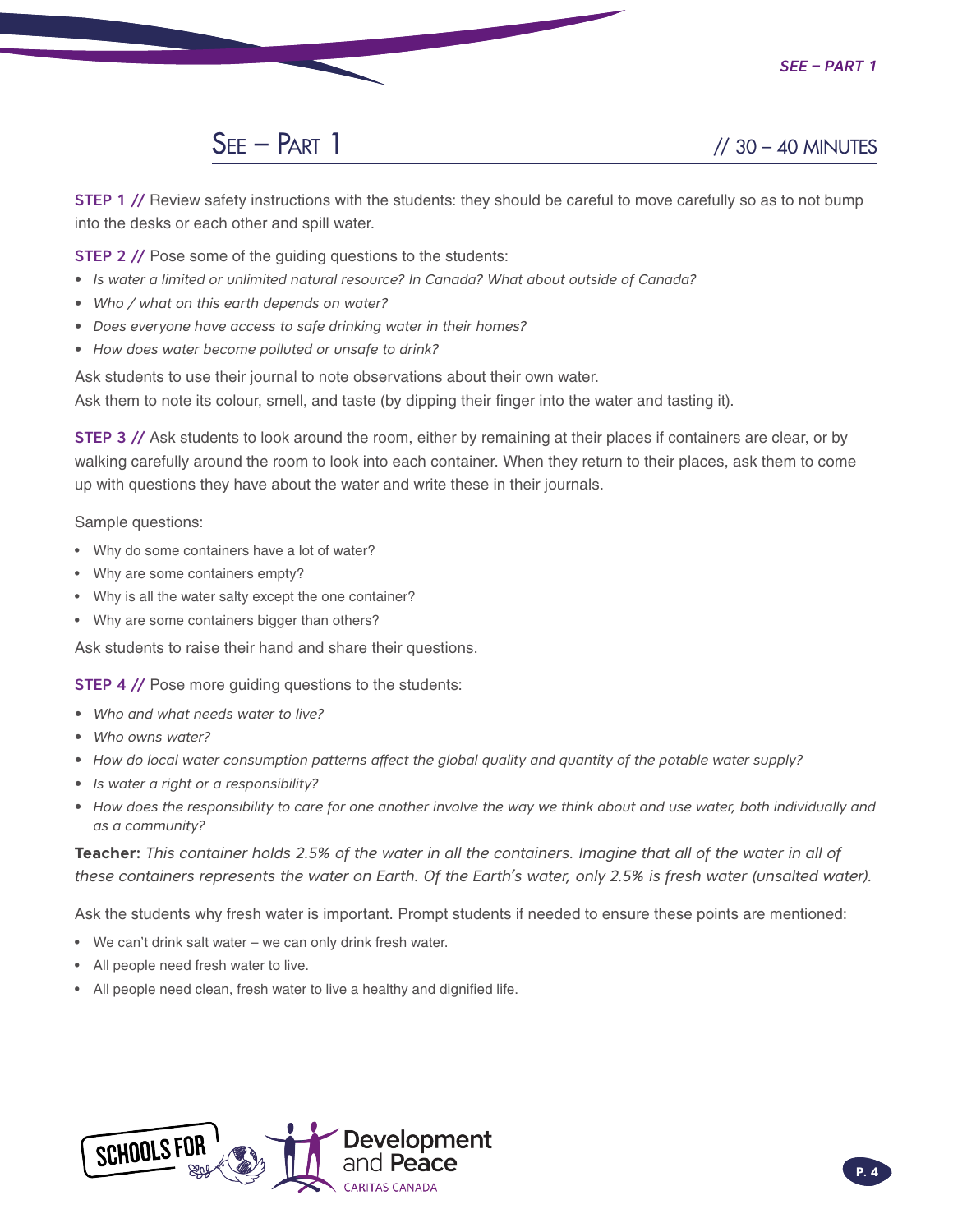## See – Part 1 // 30 – 40 MINUTES

**STEP 1 //** Review safety instructions with the students: they should be careful to move carefully so as to not bump into the desks or each other and spill water.

**STEP 2 //** Pose some of the guiding questions to the students:

- *Is water a limited or unlimited natural resource? In Canada? What about outside of Canada?*
- *Who / what on this earth depends on water?*
- *Does everyone have access to safe drinking water in their homes?*
- *How does water become polluted or unsafe to drink?*

Ask students to use their journal to note observations about their own water.
Ask them to note its colour, smell, and taste (by dipping their finger into the water and tasting it).

**STEP 3 //** Ask students to look around the room, either by remaining at their places if containers are clear, or by walking carefully around the room to look into each container. When they return to their places, ask them to come up with questions they have about the water and write these in their journals.

Sample questions:

- Why do some containers have a lot of water?
- Why are some containers empty?
- Why is all the water salty except the one container?
- Why are some containers bigger than others?

Ask students to raise their hand and share their questions.

**STEP 4 //** Pose more guiding questions to the students:

- *Who and what needs water to live?*
- *Who owns water?*
- *How do local water consumption patterns affect the global quality and quantity of the potable water supply?*
- *Is water a right or a responsibility?*
- *How does the responsibility to care for one another involve the way we think about and use water, both individually and as a community?*

**Teacher:** *This container holds 2.5% of the water in all the containers. Imagine that all of the water in all of these containers represents the water on Earth. Of the Earth's water, only 2.5% is fresh water (unsalted water).*

Ask the students why fresh water is important. Prompt students if needed to ensure these points are mentioned:

- We can't drink salt water – we can only drink fresh water.
- All people need fresh water to live.
- All people need clean, fresh water to live a healthy and dignified life.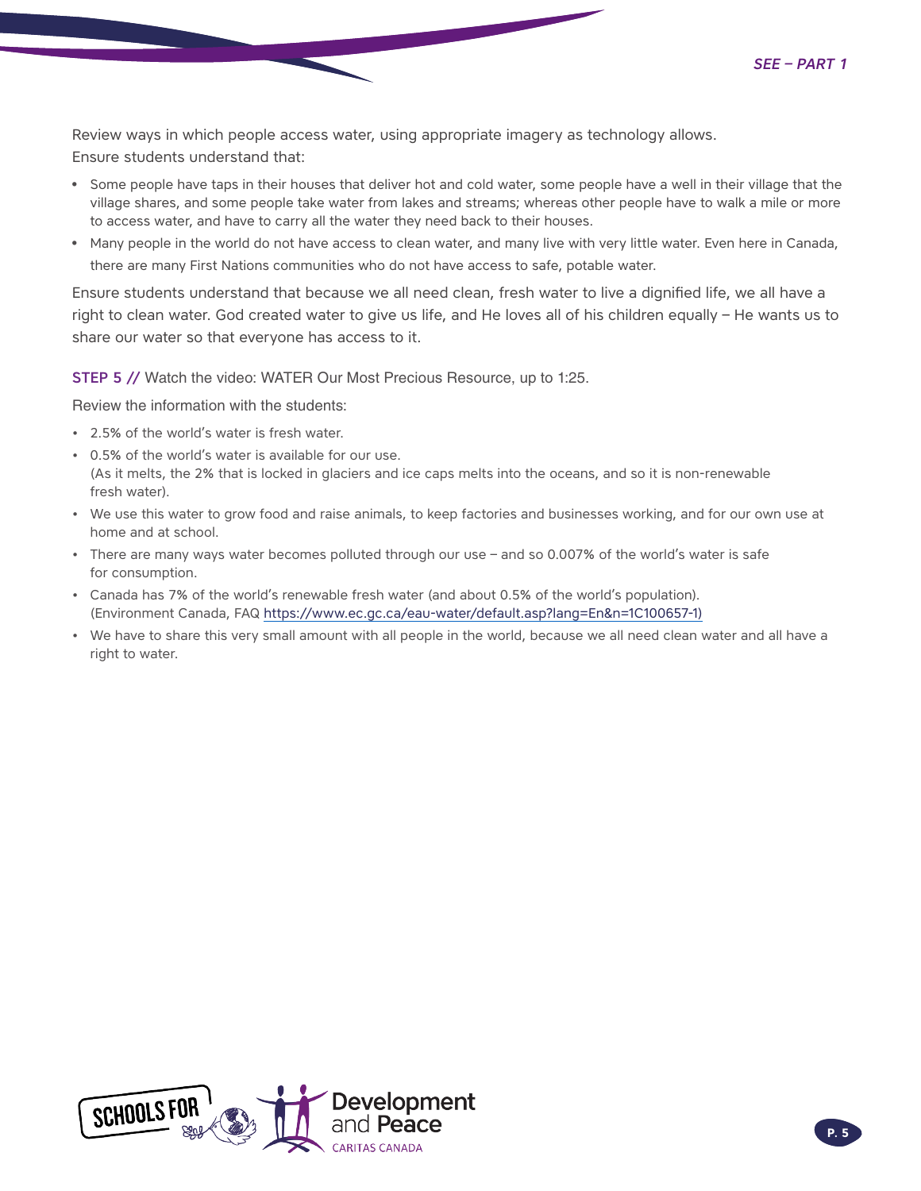Review ways in which people access water, using appropriate imagery as technology allows.
Ensure students understand that:

- Some people have taps in their houses that deliver hot and cold water, some people have a well in their village that the village shares, and some people take water from lakes and streams; whereas other people have to walk a mile or more to access water, and have to carry all the water they need back to their houses.
- Many people in the world do not have access to clean water, and many live with very little water. Even here in Canada, there are many First Nations communities who do not have access to safe, potable water.

Ensure students understand that because we all need clean, fresh water to live a dignified life, we all have a right to clean water. God created water to give us life, and He loves all of his children equally – He wants us to share our water so that everyone has access to it.

**STEP 5 //** Watch the video: WATER Our Most Precious Resource, up to 1:25.

Review the information with the students:

- 2.5% of the world's water is fresh water.
- 0.5% of the world's water is available for our use.
  (As it melts, the 2% that is locked in glaciers and ice caps melts into the oceans, and so it is non-renewable fresh water).
- We use this water to grow food and raise animals, to keep factories and businesses working, and for our own use at home and at school.
- There are many ways water becomes polluted through our use – and so 0.007% of the world's water is safe for consumption.
- Canada has 7% of the world's renewable fresh water (and about 0.5% of the world's population).
  (Environment Canada, FAQ https://www.ec.gc.ca/eau-water/default.asp?lang=En&n=1C100657-1)
- We have to share this very small amount with all people in the world, because we all need clean water and all have a right to water.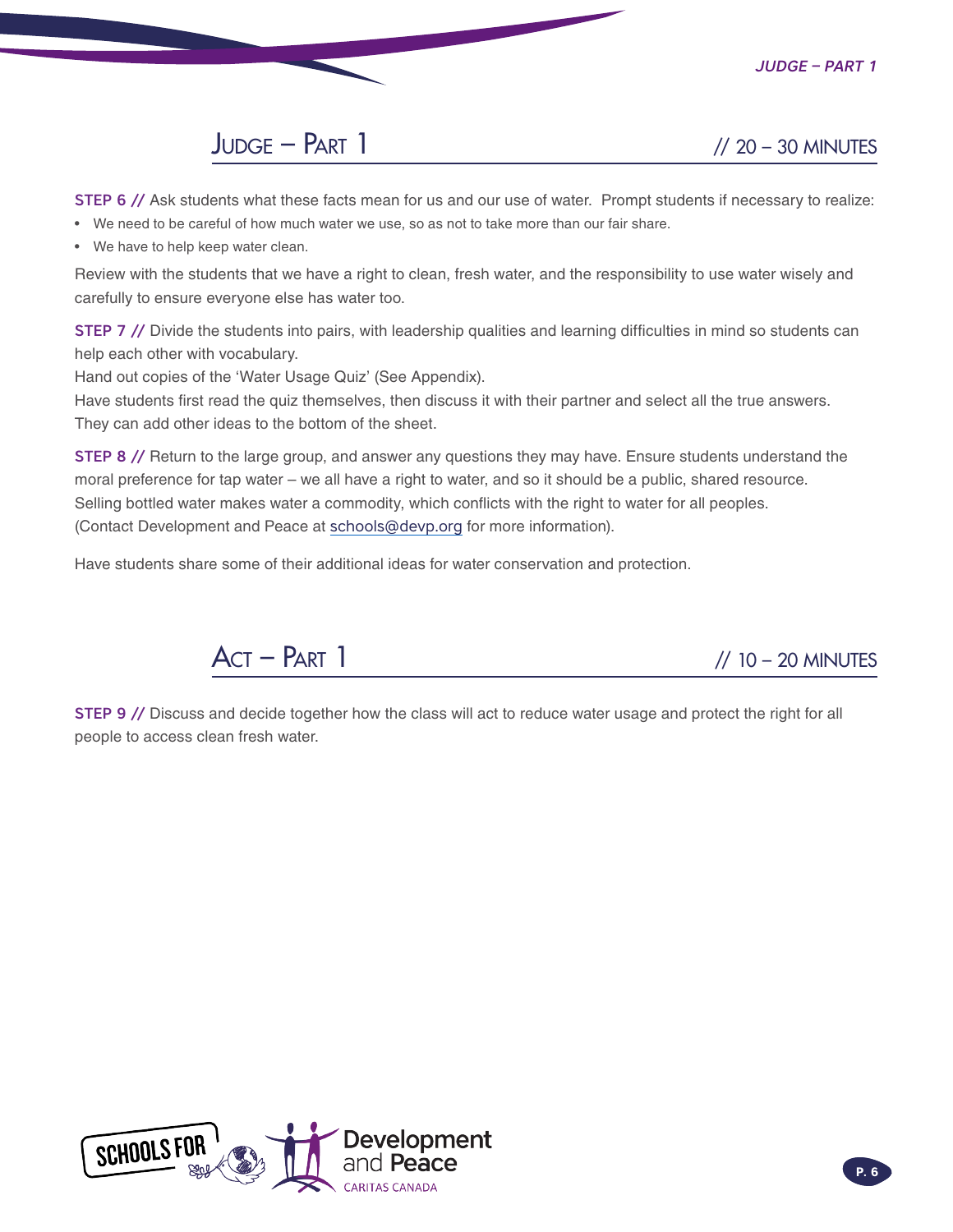## Judge – Part 1 // 20 – 30 MINUTES

**STEP 6 //** Ask students what these facts mean for us and our use of water. Prompt students if necessary to realize:

- We need to be careful of how much water we use, so as not to take more than our fair share.
- We have to help keep water clean.

Review with the students that we have a right to clean, fresh water, and the responsibility to use water wisely and carefully to ensure everyone else has water too.

**STEP 7 //** Divide the students into pairs, with leadership qualities and learning difficulties in mind so students can help each other with vocabulary.
Hand out copies of the 'Water Usage Quiz' (See Appendix).
Have students first read the quiz themselves, then discuss it with their partner and select all the true answers. They can add other ideas to the bottom of the sheet.

**STEP 8 //** Return to the large group, and answer any questions they may have. Ensure students understand the moral preference for tap water – we all have a right to water, and so it should be a public, shared resource. Selling bottled water makes water a commodity, which conflicts with the right to water for all peoples. (Contact Development and Peace at schools@devp.org for more information).

Have students share some of their additional ideas for water conservation and protection.

## Act – Part 1 // 10 – 20 MINUTES

**STEP 9 //** Discuss and decide together how the class will act to reduce water usage and protect the right for all people to access clean fresh water.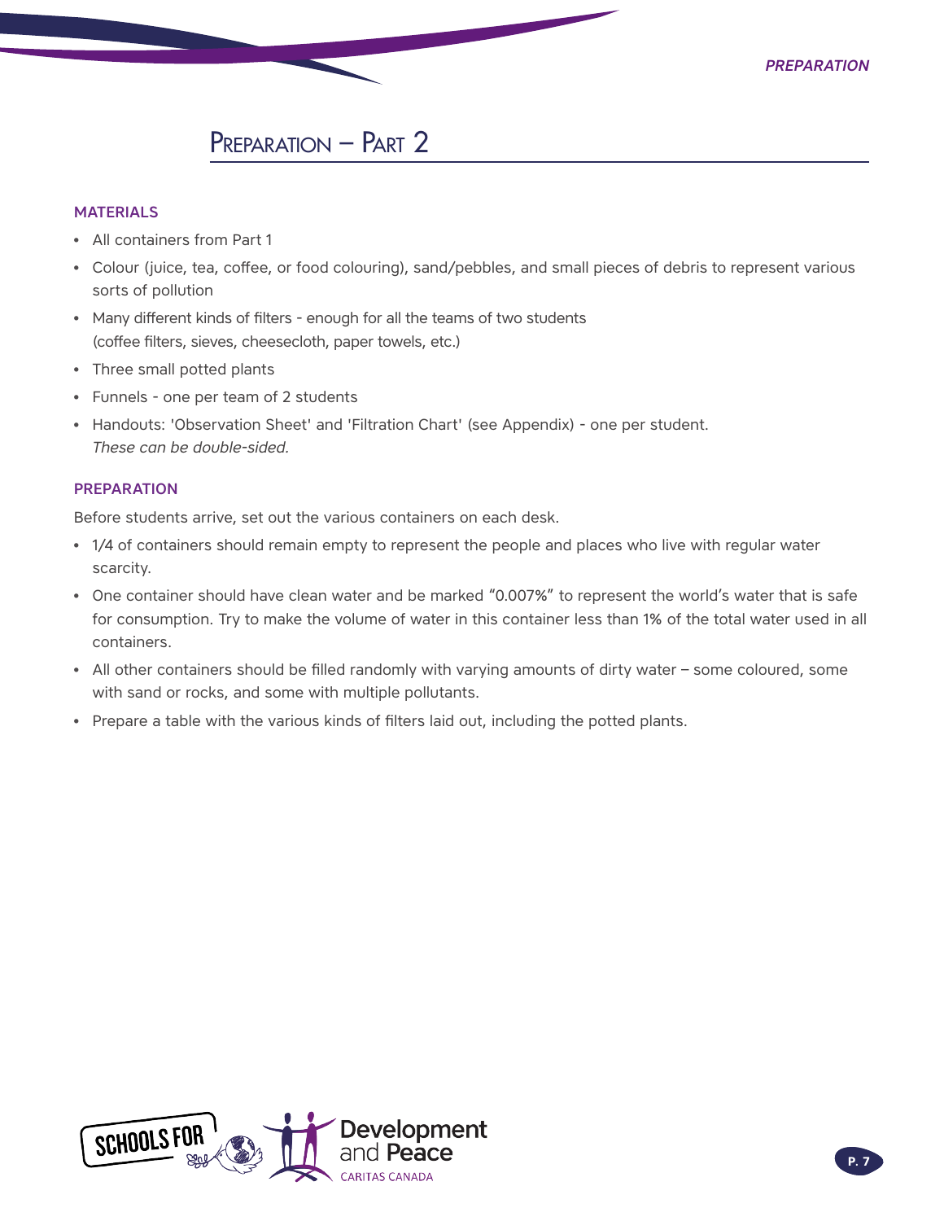# Preparation – Part 2

### MATERIALS

- All containers from Part 1
- Colour (juice, tea, coffee, or food colouring), sand/pebbles, and small pieces of debris to represent various sorts of pollution
- Many different kinds of filters - enough for all the teams of two students (coffee filters, sieves, cheesecloth, paper towels, etc.)
- Three small potted plants
- Funnels - one per team of 2 students
- Handouts: 'Observation Sheet' and 'Filtration Chart' (see Appendix) - one per student. *These can be double-sided.*

### PREPARATION

Before students arrive, set out the various containers on each desk.

- 1/4 of containers should remain empty to represent the people and places who live with regular water scarcity.
- One container should have clean water and be marked "0.007%" to represent the world's water that is safe for consumption. Try to make the volume of water in this container less than 1% of the total water used in all containers.
- All other containers should be filled randomly with varying amounts of dirty water – some coloured, some with sand or rocks, and some with multiple pollutants.
- Prepare a table with the various kinds of filters laid out, including the potted plants.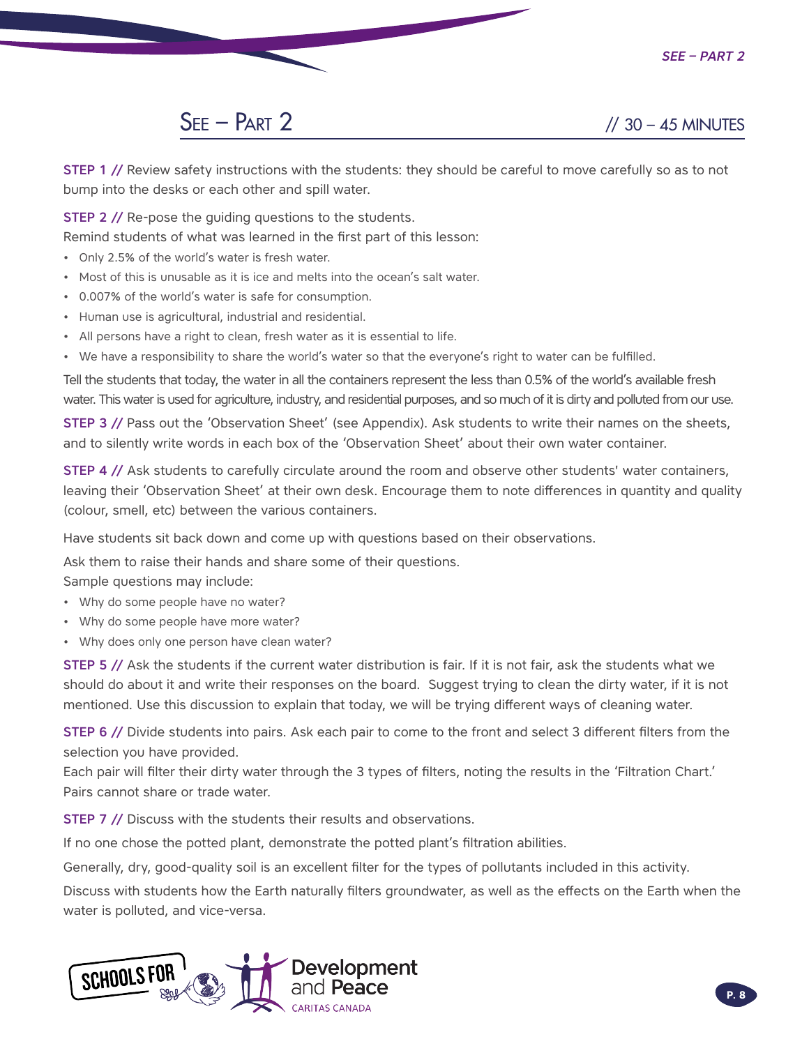## SEE – PART 2 // 30 – 45 MINUTES

**STEP 1 //** Review safety instructions with the students: they should be careful to move carefully so as to not bump into the desks or each other and spill water.

**STEP 2 //** Re-pose the guiding questions to the students.
Remind students of what was learned in the first part of this lesson:

- Only 2.5% of the world's water is fresh water.
- Most of this is unusable as it is ice and melts into the ocean's salt water.
- 0.007% of the world's water is safe for consumption.
- Human use is agricultural, industrial and residential.
- All persons have a right to clean, fresh water as it is essential to life.
- We have a responsibility to share the world's water so that the everyone's right to water can be fulfilled.

Tell the students that today, the water in all the containers represent the less than 0.5% of the world's available fresh water. This water is used for agriculture, industry, and residential purposes, and so much of it is dirty and polluted from our use.

**STEP 3 //** Pass out the 'Observation Sheet' (see Appendix). Ask students to write their names on the sheets, and to silently write words in each box of the 'Observation Sheet' about their own water container.

**STEP 4 //** Ask students to carefully circulate around the room and observe other students' water containers, leaving their 'Observation Sheet' at their own desk. Encourage them to note differences in quantity and quality (colour, smell, etc) between the various containers.

Have students sit back down and come up with questions based on their observations.

Ask them to raise their hands and share some of their questions.
Sample questions may include:

- Why do some people have no water?
- Why do some people have more water?
- Why does only one person have clean water?

**STEP 5 //** Ask the students if the current water distribution is fair. If it is not fair, ask the students what we should do about it and write their responses on the board. Suggest trying to clean the dirty water, if it is not mentioned. Use this discussion to explain that today, we will be trying different ways of cleaning water.

**STEP 6 //** Divide students into pairs. Ask each pair to come to the front and select 3 different filters from the selection you have provided.
Each pair will filter their dirty water through the 3 types of filters, noting the results in the 'Filtration Chart.' Pairs cannot share or trade water.

**STEP 7 //** Discuss with the students their results and observations.

If no one chose the potted plant, demonstrate the potted plant's filtration abilities.

Generally, dry, good-quality soil is an excellent filter for the types of pollutants included in this activity.

Discuss with students how the Earth naturally filters groundwater, as well as the effects on the Earth when the water is polluted, and vice-versa.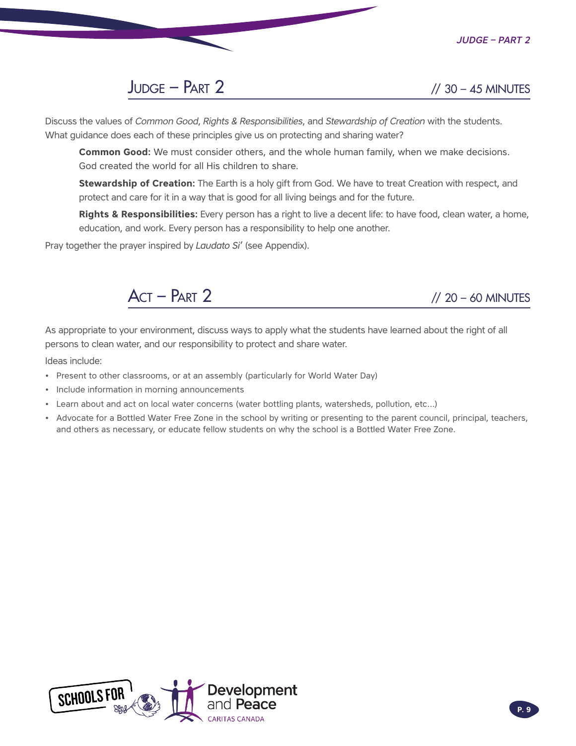## Judge – Part 2 // 30 – 45 MINUTES

Discuss the values of *Common Good*, *Rights & Responsibilities*, and *Stewardship of Creation* with the students. What guidance does each of these principles give us on protecting and sharing water?

> **Common Good:** We must consider others, and the whole human family, when we make decisions. God created the world for all His children to share.
>
> **Stewardship of Creation:** The Earth is a holy gift from God. We have to treat Creation with respect, and protect and care for it in a way that is good for all living beings and for the future.
>
> **Rights & Responsibilities:** Every person has a right to live a decent life: to have food, clean water, a home, education, and work. Every person has a responsibility to help one another.

Pray together the prayer inspired by *Laudato Si'* (see Appendix).

## Act – Part 2 // 20 – 60 MINUTES

As appropriate to your environment, discuss ways to apply what the students have learned about the right of all persons to clean water, and our responsibility to protect and share water.

Ideas include:

- Present to other classrooms, or at an assembly (particularly for World Water Day)
- Include information in morning announcements
- Learn about and act on local water concerns (water bottling plants, watersheds, pollution, etc...)
- Advocate for a Bottled Water Free Zone in the school by writing or presenting to the parent council, principal, teachers, and others as necessary, or educate fellow students on why the school is a Bottled Water Free Zone.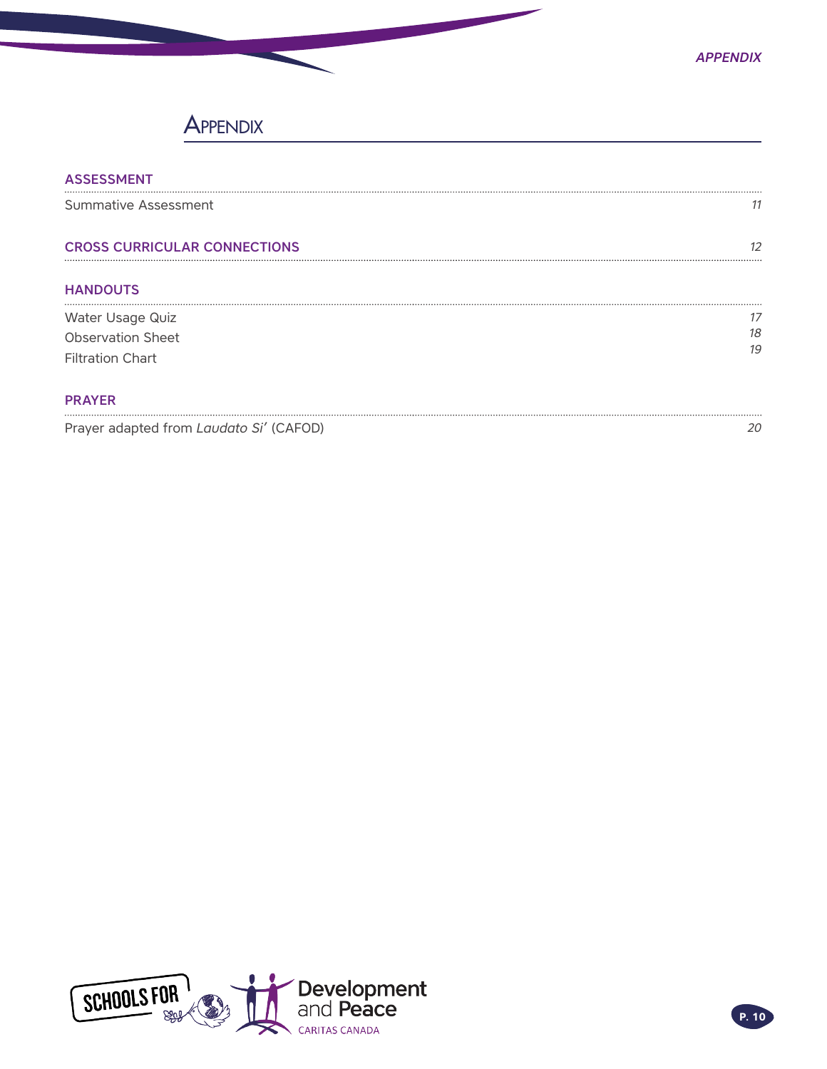# Appendix

## ASSESSMENT

Summative Assessment 11

## CROSS CURRICULAR CONNECTIONS 12

## HANDOUTS

Water Usage Quiz 17

Observation Sheet 18

Filtration Chart 19

## PRAYER

Prayer adapted from *Laudato Si'* (CAFOD) 20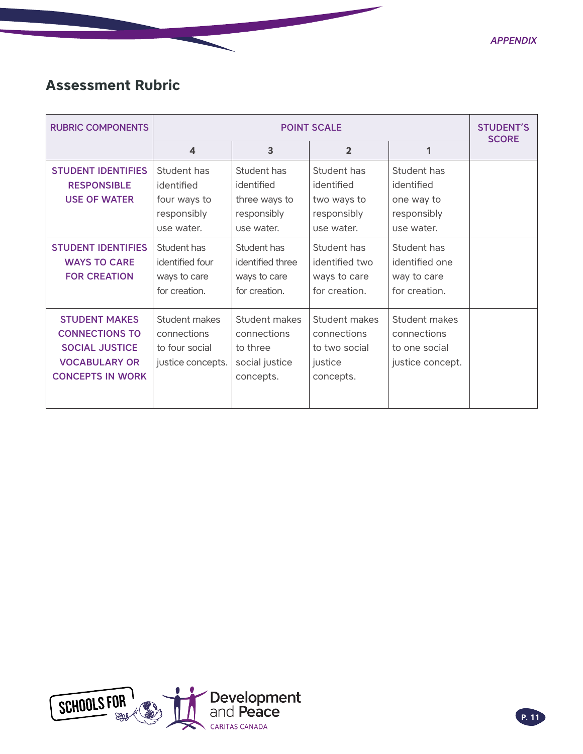## Assessment Rubric

| RUBRIC COMPONENTS | POINT SCALE | | | | STUDENT'S SCORE |
|---|---|---|---|---|---|
| | 4 | 3 | 2 | 1 | |
| STUDENT IDENTIFIES RESPONSIBLE USE OF WATER | Student has identified four ways to responsibly use water. | Student has identified three ways to responsibly use water. | Student has identified two ways to responsibly use water. | Student has identified one way to responsibly use water. | |
| STUDENT IDENTIFIES WAYS TO CARE FOR CREATION | Student has identified four ways to care for creation. | Student has identified three ways to care for creation. | Student has identified two ways to care for creation. | Student has identified one way to care for creation. | |
| STUDENT MAKES CONNECTIONS TO SOCIAL JUSTICE VOCABULARY OR CONCEPTS IN WORK | Student makes connections to four social justice concepts. | Student makes connections to three social justice concepts. | Student makes connections to two social justice concepts. | Student makes connections to one social justice concept. | |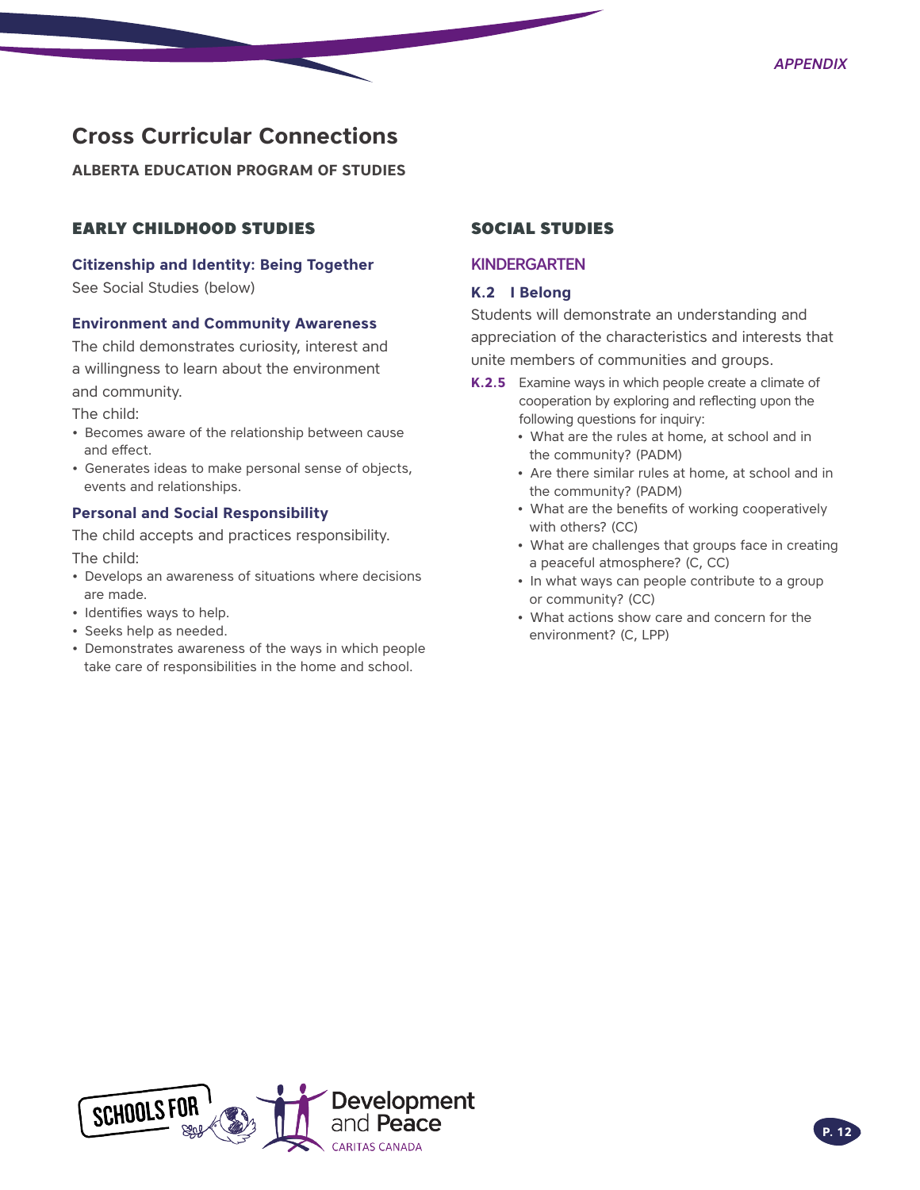# Cross Curricular Connections

**ALBERTA EDUCATION PROGRAM OF STUDIES**

## EARLY CHILDHOOD STUDIES

### Citizenship and Identity: Being Together

See Social Studies (below)

### Environment and Community Awareness

The child demonstrates curiosity, interest and a willingness to learn about the environment and community.

The child:

- Becomes aware of the relationship between cause and effect.
- Generates ideas to make personal sense of objects, events and relationships.

### Personal and Social Responsibility

The child accepts and practices responsibility.

The child:

- Develops an awareness of situations where decisions are made.
- Identifies ways to help.
- Seeks help as needed.
- Demonstrates awareness of the ways in which people take care of responsibilities in the home and school.

## SOCIAL STUDIES

### KINDERGARTEN

#### K.2 I Belong

Students will demonstrate an understanding and appreciation of the characteristics and interests that unite members of communities and groups.

**K.2.5** Examine ways in which people create a climate of cooperation by exploring and reflecting upon the following questions for inquiry:

- What are the rules at home, at school and in the community? (PADM)
- Are there similar rules at home, at school and in the community? (PADM)
- What are the benefits of working cooperatively with others? (CC)
- What are challenges that groups face in creating a peaceful atmosphere? (C, CC)
- In what ways can people contribute to a group or community? (CC)
- What actions show care and concern for the environment? (C, LPP)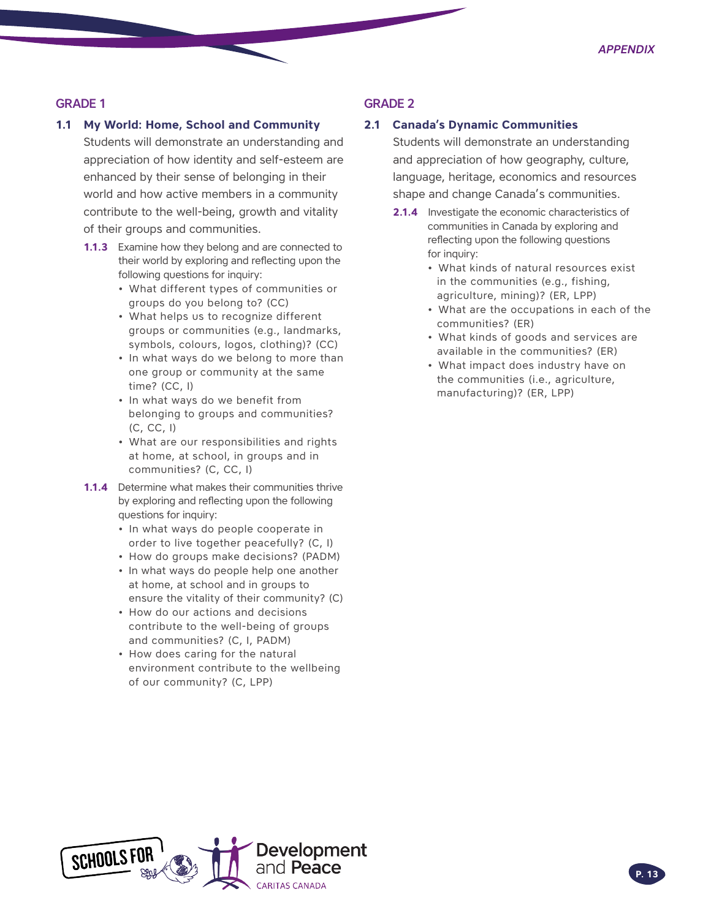## GRADE 1

### 1.1 My World: Home, School and Community

Students will demonstrate an understanding and appreciation of how identity and self-esteem are enhanced by their sense of belonging in their world and how active members in a community contribute to the well-being, growth and vitality of their groups and communities.

**1.1.3** Examine how they belong and are connected to their world by exploring and reflecting upon the following questions for inquiry:

- What different types of communities or groups do you belong to? (CC)
- What helps us to recognize different groups or communities (e.g., landmarks, symbols, colours, logos, clothing)? (CC)
- In what ways do we belong to more than one group or community at the same time? (CC, I)
- In what ways do we benefit from belonging to groups and communities? (C, CC, I)
- What are our responsibilities and rights at home, at school, in groups and in communities? (C, CC, I)

**1.1.4** Determine what makes their communities thrive by exploring and reflecting upon the following questions for inquiry:

- In what ways do people cooperate in order to live together peacefully? (C, I)
- How do groups make decisions? (PADM)
- In what ways do people help one another at home, at school and in groups to ensure the vitality of their community? (C)
- How do our actions and decisions contribute to the well-being of groups and communities? (C, I, PADM)
- How does caring for the natural environment contribute to the wellbeing of our community? (C, LPP)

## GRADE 2

### 2.1 Canada's Dynamic Communities

Students will demonstrate an understanding and appreciation of how geography, culture, language, heritage, economics and resources shape and change Canada's communities.

**2.1.4** Investigate the economic characteristics of communities in Canada by exploring and reflecting upon the following questions for inquiry:

- What kinds of natural resources exist in the communities (e.g., fishing, agriculture, mining)? (ER, LPP)
- What are the occupations in each of the communities? (ER)
- What kinds of goods and services are available in the communities? (ER)
- What impact does industry have on the communities (i.e., agriculture, manufacturing)? (ER, LPP)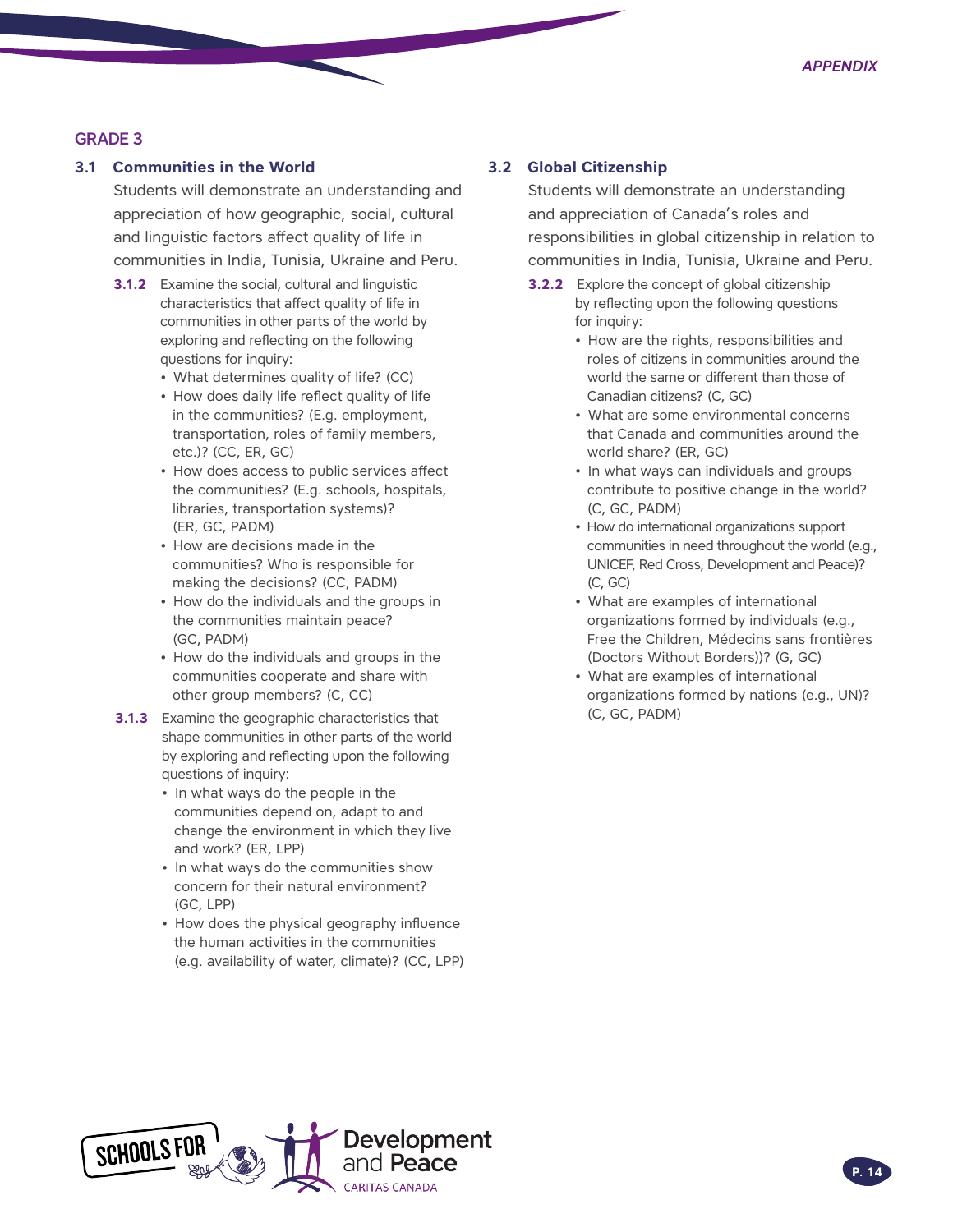## GRADE 3

### 3.1 Communities in the World

Students will demonstrate an understanding and appreciation of how geographic, social, cultural and linguistic factors affect quality of life in communities in India, Tunisia, Ukraine and Peru.

**3.1.2** Examine the social, cultural and linguistic characteristics that affect quality of life in communities in other parts of the world by exploring and reflecting on the following questions for inquiry:

- What determines quality of life? (CC)
- How does daily life reflect quality of life in the communities? (E.g. employment, transportation, roles of family members, etc.)? (CC, ER, GC)
- How does access to public services affect the communities? (E.g. schools, hospitals, libraries, transportation systems)? (ER, GC, PADM)
- How are decisions made in the communities? Who is responsible for making the decisions? (CC, PADM)
- How do the individuals and the groups in the communities maintain peace? (GC, PADM)
- How do the individuals and groups in the communities cooperate and share with other group members? (C, CC)

**3.1.3** Examine the geographic characteristics that shape communities in other parts of the world by exploring and reflecting upon the following questions of inquiry:

- In what ways do the people in the communities depend on, adapt to and change the environment in which they live and work? (ER, LPP)
- In what ways do the communities show concern for their natural environment? (GC, LPP)
- How does the physical geography influence the human activities in the communities (e.g. availability of water, climate)? (CC, LPP)

### 3.2 Global Citizenship

Students will demonstrate an understanding and appreciation of Canada's roles and responsibilities in global citizenship in relation to communities in India, Tunisia, Ukraine and Peru.

**3.2.2** Explore the concept of global citizenship by reflecting upon the following questions for inquiry:

- How are the rights, responsibilities and roles of citizens in communities around the world the same or different than those of Canadian citizens? (C, GC)
- What are some environmental concerns that Canada and communities around the world share? (ER, GC)
- In what ways can individuals and groups contribute to positive change in the world? (C, GC, PADM)
- How do international organizations support communities in need throughout the world (e.g., UNICEF, Red Cross, Development and Peace)? (C, GC)
- What are examples of international organizations formed by individuals (e.g., Free the Children, Médecins sans frontières (Doctors Without Borders))? (G, GC)
- What are examples of international organizations formed by nations (e.g., UN)? (C, GC, PADM)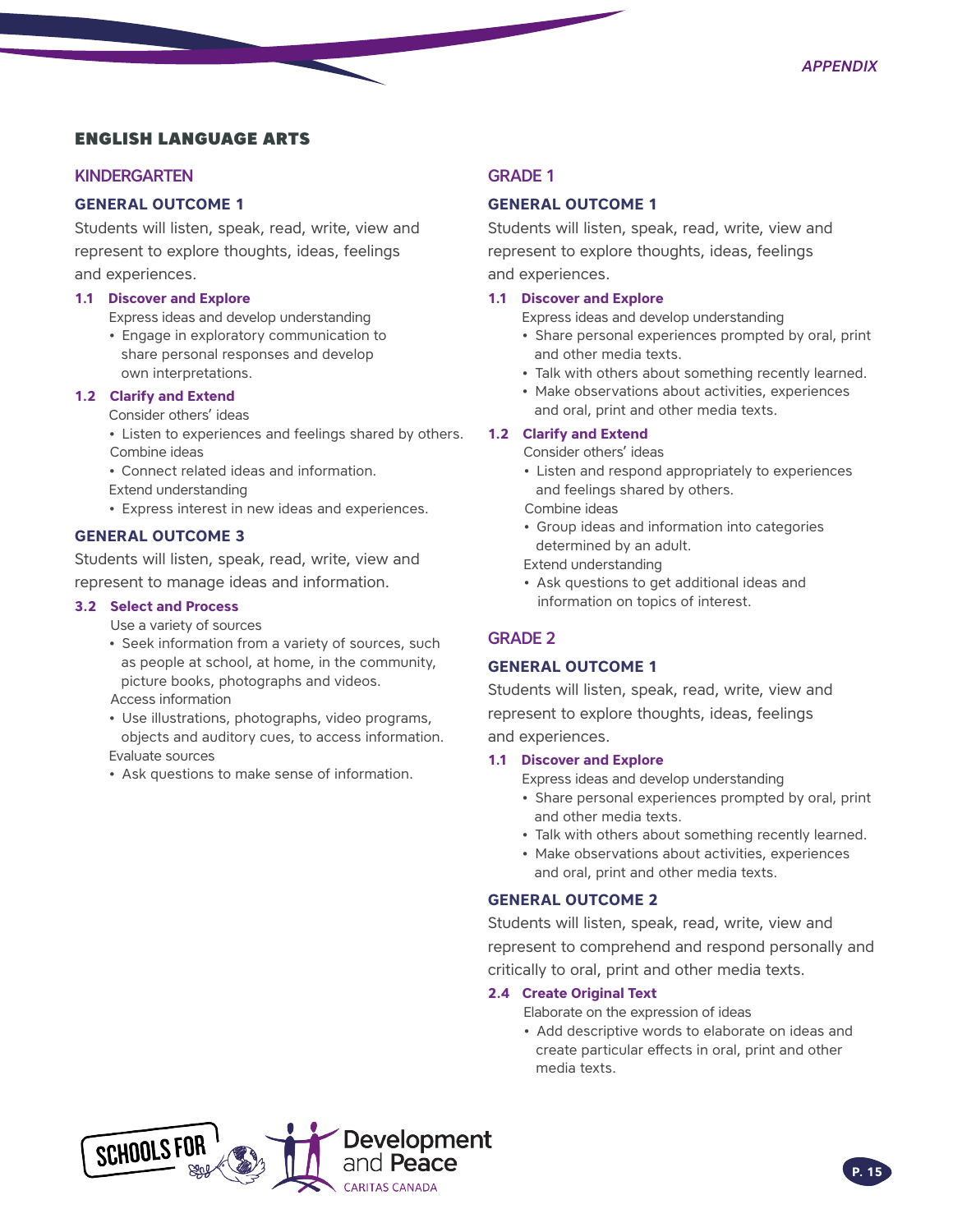## ENGLISH LANGUAGE ARTS

### KINDERGARTEN

#### GENERAL OUTCOME 1

Students will listen, speak, read, write, view and represent to explore thoughts, ideas, feelings and experiences.

**1.1 Discover and Explore**

Express ideas and develop understanding

- Engage in exploratory communication to share personal responses and develop own interpretations.

**1.2 Clarify and Extend**

Consider others' ideas

- Listen to experiences and feelings shared by others.

Combine ideas

- Connect related ideas and information.

Extend understanding

- Express interest in new ideas and experiences.

#### GENERAL OUTCOME 3

Students will listen, speak, read, write, view and represent to manage ideas and information.

**3.2 Select and Process**

Use a variety of sources

- Seek information from a variety of sources, such as people at school, at home, in the community, picture books, photographs and videos.

Access information

- Use illustrations, photographs, video programs, objects and auditory cues, to access information.

Evaluate sources

- Ask questions to make sense of information.

### GRADE 1

#### GENERAL OUTCOME 1

Students will listen, speak, read, write, view and represent to explore thoughts, ideas, feelings and experiences.

**1.1 Discover and Explore**

Express ideas and develop understanding

- Share personal experiences prompted by oral, print and other media texts.
- Talk with others about something recently learned.
- Make observations about activities, experiences and oral, print and other media texts.

**1.2 Clarify and Extend**

Consider others' ideas

- Listen and respond appropriately to experiences and feelings shared by others.

Combine ideas

- Group ideas and information into categories determined by an adult.

Extend understanding

- Ask questions to get additional ideas and information on topics of interest.

### GRADE 2

#### GENERAL OUTCOME 1

Students will listen, speak, read, write, view and represent to explore thoughts, ideas, feelings and experiences.

**1.1 Discover and Explore**

Express ideas and develop understanding

- Share personal experiences prompted by oral, print and other media texts.
- Talk with others about something recently learned.
- Make observations about activities, experiences and oral, print and other media texts.

#### GENERAL OUTCOME 2

Students will listen, speak, read, write, view and represent to comprehend and respond personally and critically to oral, print and other media texts.

**2.4 Create Original Text**

Elaborate on the expression of ideas

- Add descriptive words to elaborate on ideas and create particular effects in oral, print and other media texts.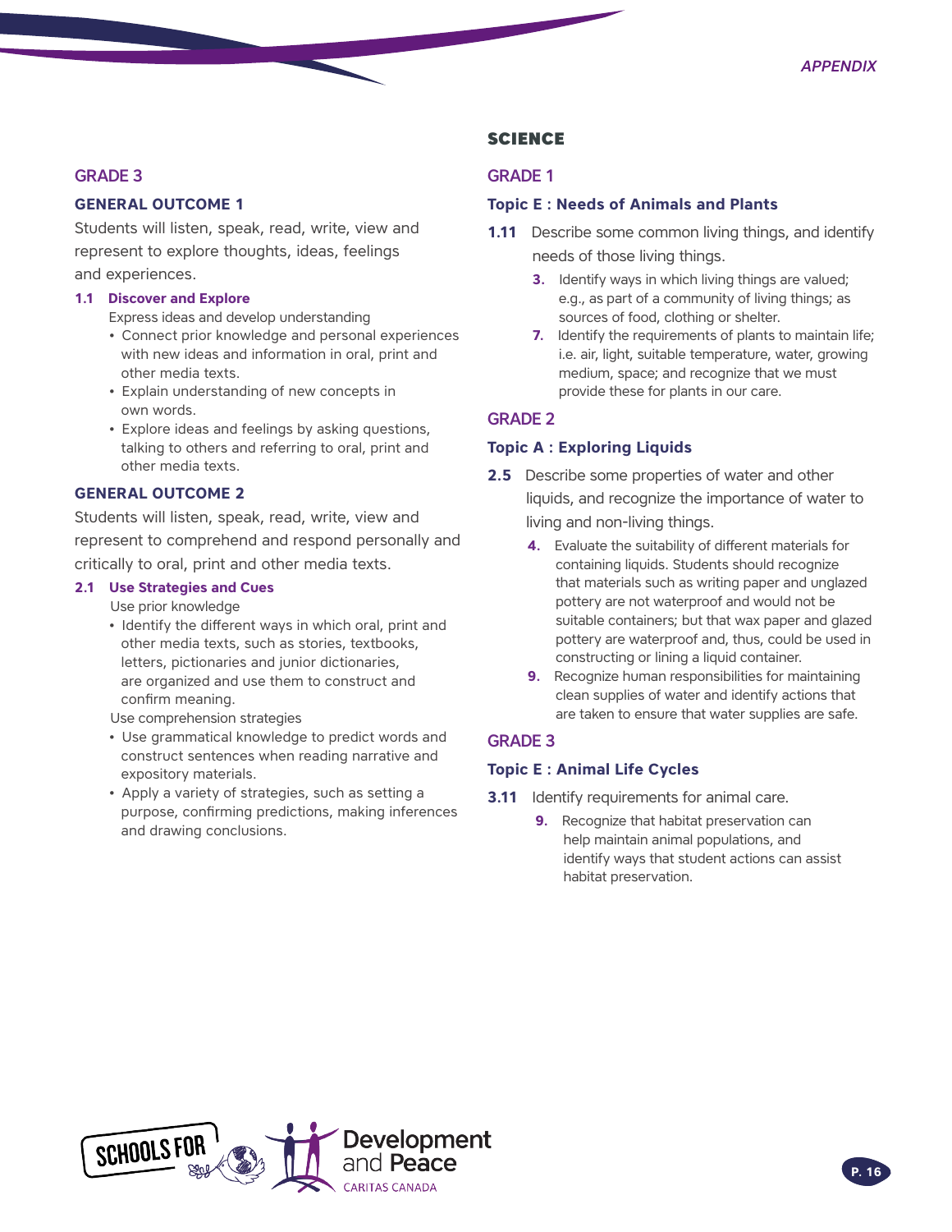## GRADE 3

### GENERAL OUTCOME 1

Students will listen, speak, read, write, view and represent to explore thoughts, ideas, feelings and experiences.

**1.1 Discover and Explore**

Express ideas and develop understanding

- Connect prior knowledge and personal experiences with new ideas and information in oral, print and other media texts.
- Explain understanding of new concepts in own words.
- Explore ideas and feelings by asking questions, talking to others and referring to oral, print and other media texts.

### GENERAL OUTCOME 2

Students will listen, speak, read, write, view and represent to comprehend and respond personally and critically to oral, print and other media texts.

**2.1 Use Strategies and Cues**

Use prior knowledge

- Identify the different ways in which oral, print and other media texts, such as stories, textbooks, letters, pictionaries and junior dictionaries, are organized and use them to construct and confirm meaning.

Use comprehension strategies

- Use grammatical knowledge to predict words and construct sentences when reading narrative and expository materials.
- Apply a variety of strategies, such as setting a purpose, confirming predictions, making inferences and drawing conclusions.

# SCIENCE

## GRADE 1

### Topic E : Needs of Animals and Plants

**1.11** Describe some common living things, and identify needs of those living things.

**3.** Identify ways in which living things are valued; e.g., as part of a community of living things; as sources of food, clothing or shelter.

**7.** Identify the requirements of plants to maintain life; i.e. air, light, suitable temperature, water, growing medium, space; and recognize that we must provide these for plants in our care.

## GRADE 2

### Topic A : Exploring Liquids

**2.5** Describe some properties of water and other liquids, and recognize the importance of water to living and non-living things.

**4.** Evaluate the suitability of different materials for containing liquids. Students should recognize that materials such as writing paper and unglazed pottery are not waterproof and would not be suitable containers; but that wax paper and glazed pottery are waterproof and, thus, could be used in constructing or lining a liquid container.

**9.** Recognize human responsibilities for maintaining clean supplies of water and identify actions that are taken to ensure that water supplies are safe.

## GRADE 3

### Topic E : Animal Life Cycles

**3.11** Identify requirements for animal care.

**9.** Recognize that habitat preservation can help maintain animal populations, and identify ways that student actions can assist habitat preservation.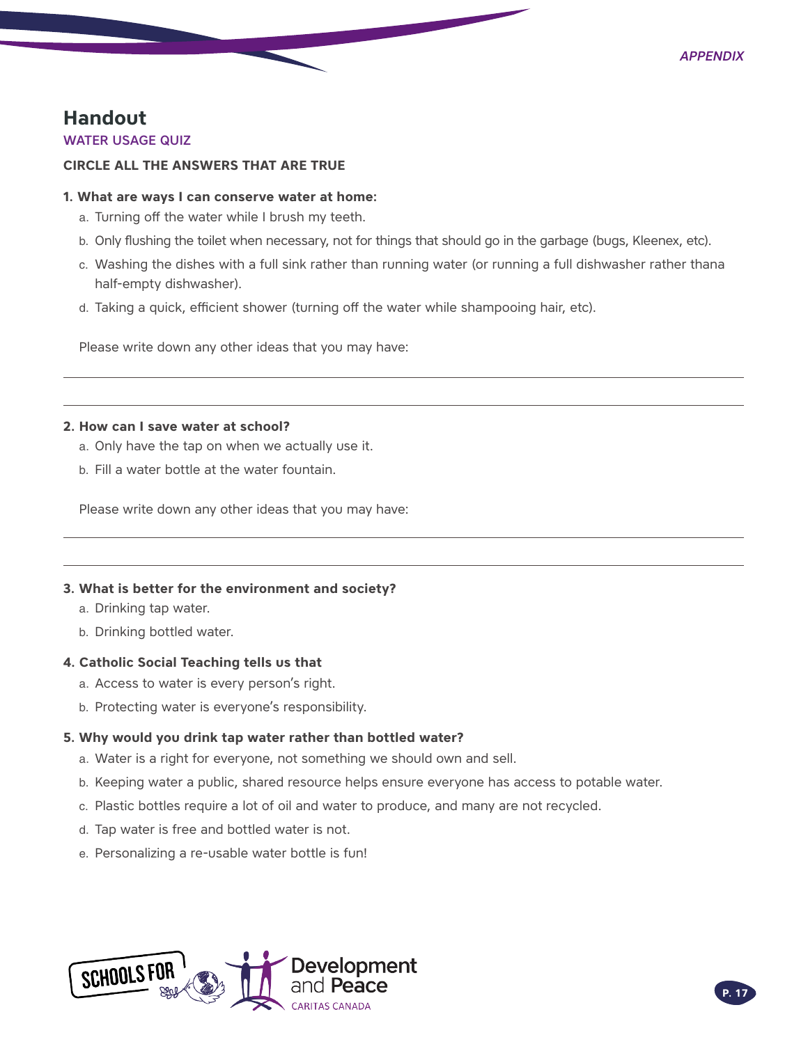# Handout

## WATER USAGE QUIZ

**CIRCLE ALL THE ANSWERS THAT ARE TRUE**

**1. What are ways I can conserve water at home:**

a. Turning off the water while I brush my teeth.

b. Only flushing the toilet when necessary, not for things that should go in the garbage (bugs, Kleenex, etc).

c. Washing the dishes with a full sink rather than running water (or running a full dishwasher rather thana half-empty dishwasher).

d. Taking a quick, efficient shower (turning off the water while shampooing hair, etc).

Please write down any other ideas that you may have:

---

---

**2. How can I save water at school?**

a. Only have the tap on when we actually use it.

b. Fill a water bottle at the water fountain.

Please write down any other ideas that you may have:

---

---

**3. What is better for the environment and society?**

a. Drinking tap water.

b. Drinking bottled water.

**4. Catholic Social Teaching tells us that**

a. Access to water is every person's right.

b. Protecting water is everyone's responsibility.

**5. Why would you drink tap water rather than bottled water?**

a. Water is a right for everyone, not something we should own and sell.

b. Keeping water a public, shared resource helps ensure everyone has access to potable water.

c. Plastic bottles require a lot of oil and water to produce, and many are not recycled.

d. Tap water is free and bottled water is not.

e. Personalizing a re-usable water bottle is fun!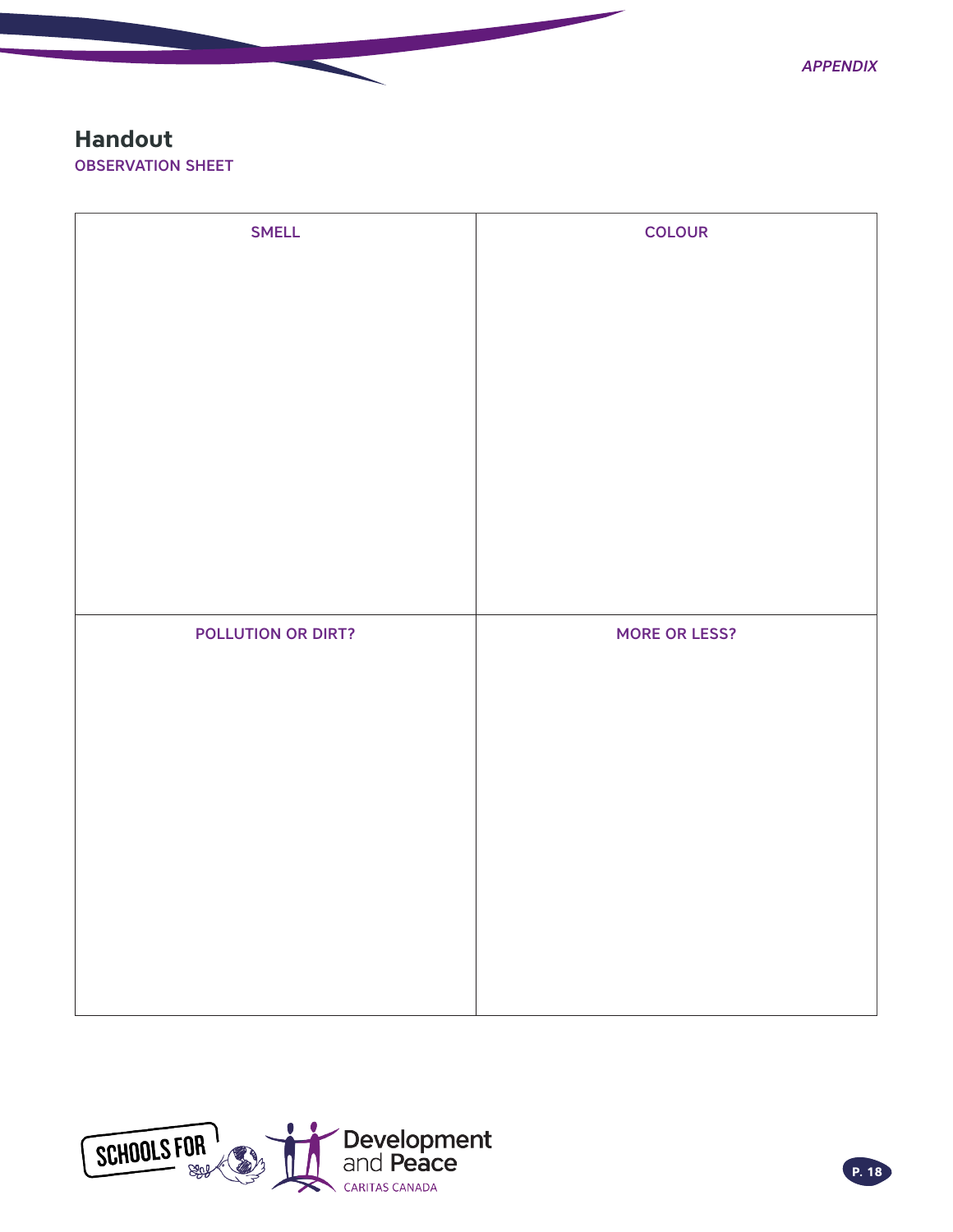## Handout

OBSERVATION SHEET

| SMELL | COLOUR |
| --- | --- |
| | |
| **POLLUTION OR DIRT?** | **MORE OR LESS?** |
| | |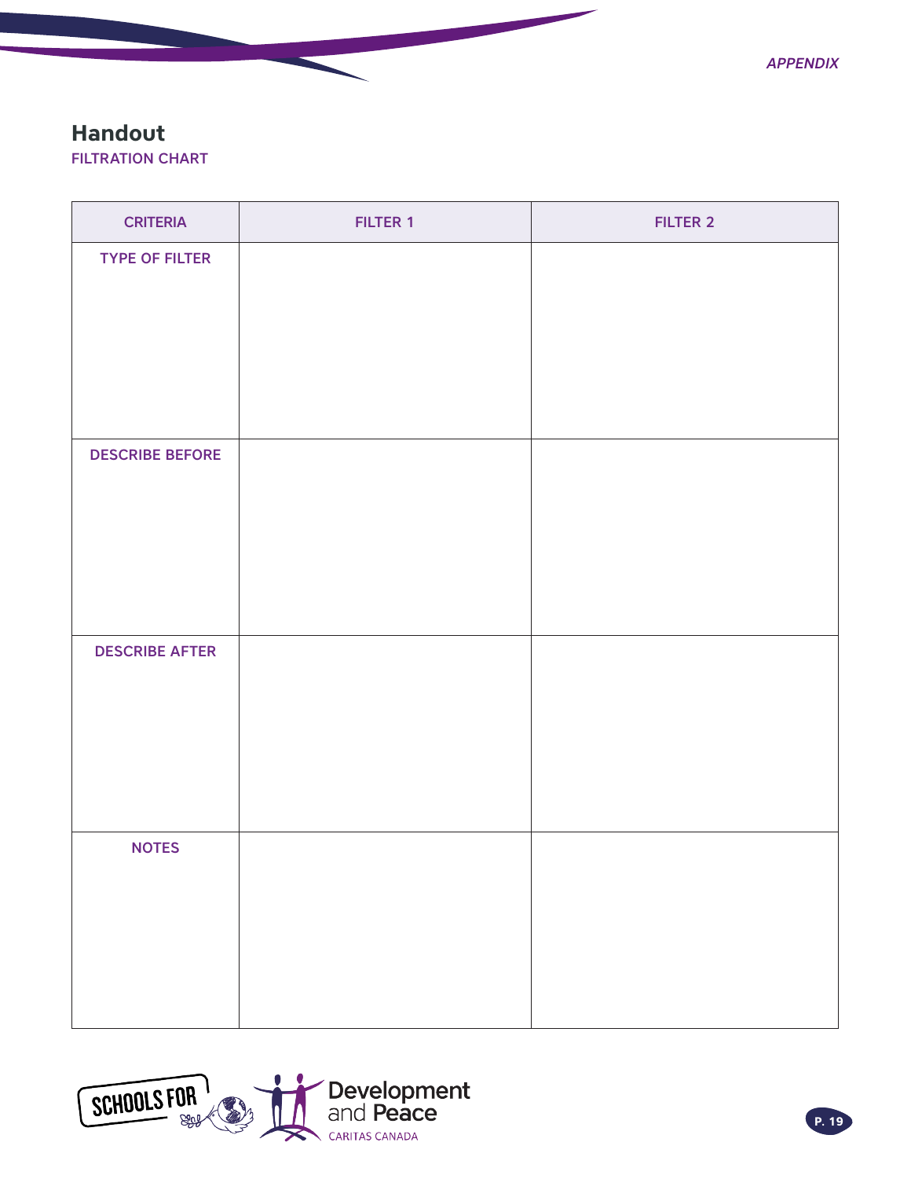## Handout

### FILTRATION CHART

| CRITERIA | FILTER 1 | FILTER 2 |
| --- | --- | --- |
| TYPE OF FILTER | | |
| DESCRIBE BEFORE | | |
| DESCRIBE AFTER | | |
| NOTES | | |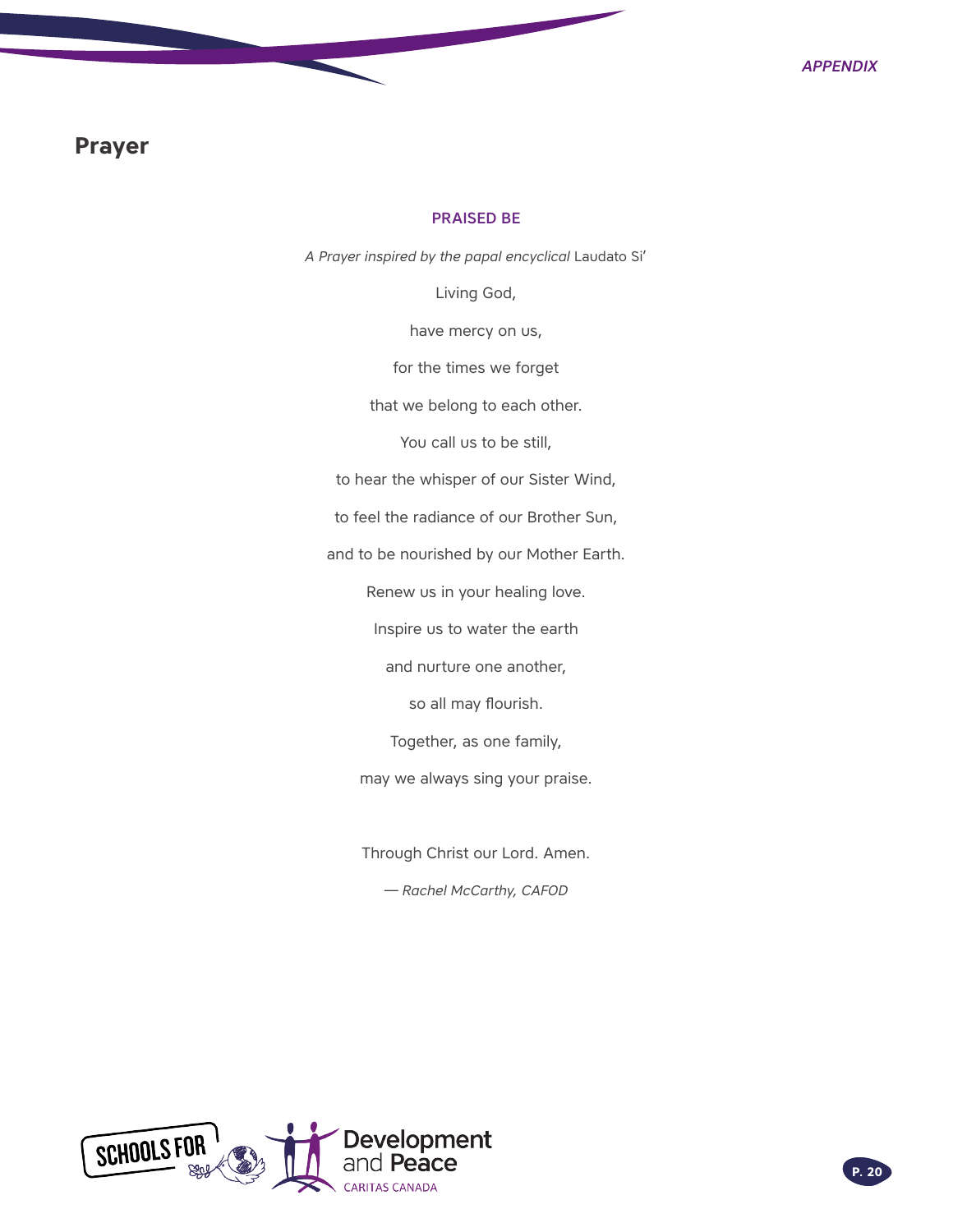## Prayer

### PRAISED BE

*A Prayer inspired by the papal encyclical* Laudato Si'

Living God,

have mercy on us,

for the times we forget

that we belong to each other.

You call us to be still,

to hear the whisper of our Sister Wind,

to feel the radiance of our Brother Sun,

and to be nourished by our Mother Earth.

Renew us in your healing love.

Inspire us to water the earth

and nurture one another,

so all may flourish.

Together, as one family,

may we always sing your praise.

Through Christ our Lord. Amen.

*— Rachel McCarthy, CAFOD*